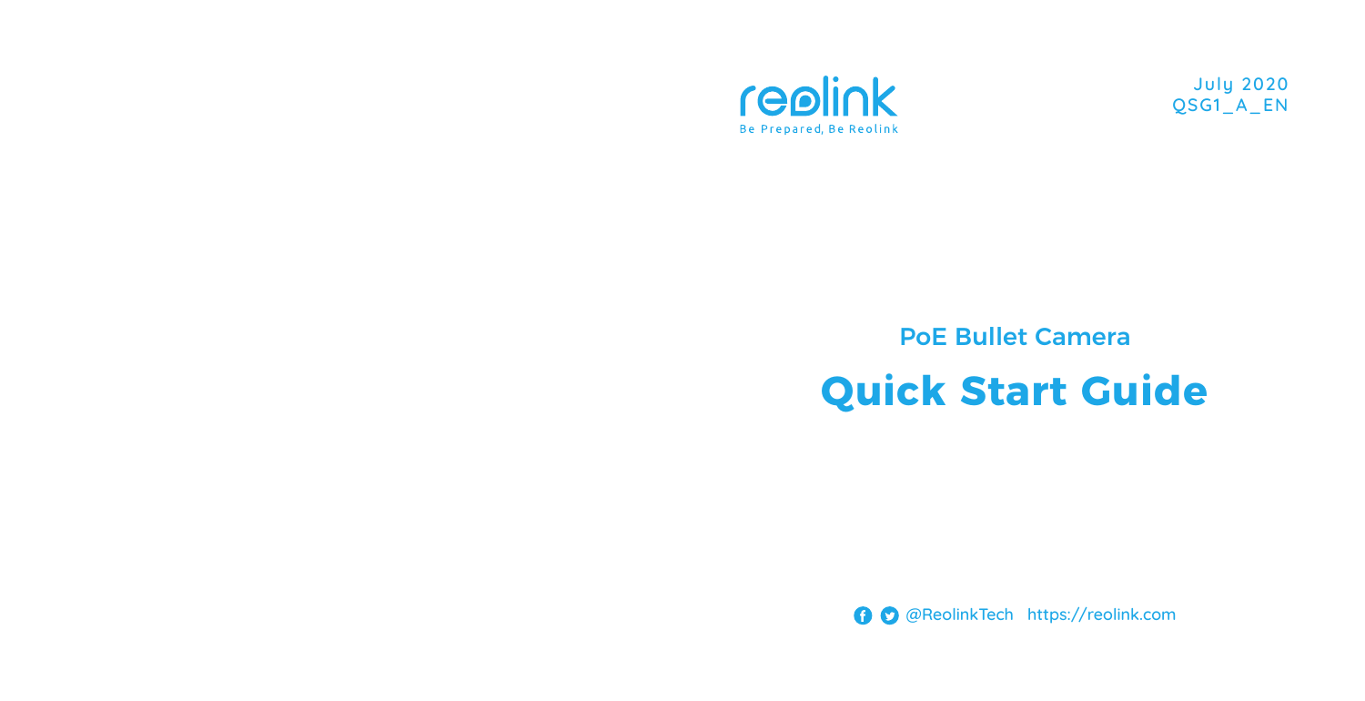reolink

Be Prepared, Be Reolink

July 2020
QSG1_A_EN

## PoE Bullet Camera

# Quick Start Guide

@ReolinkTech https://reolink.com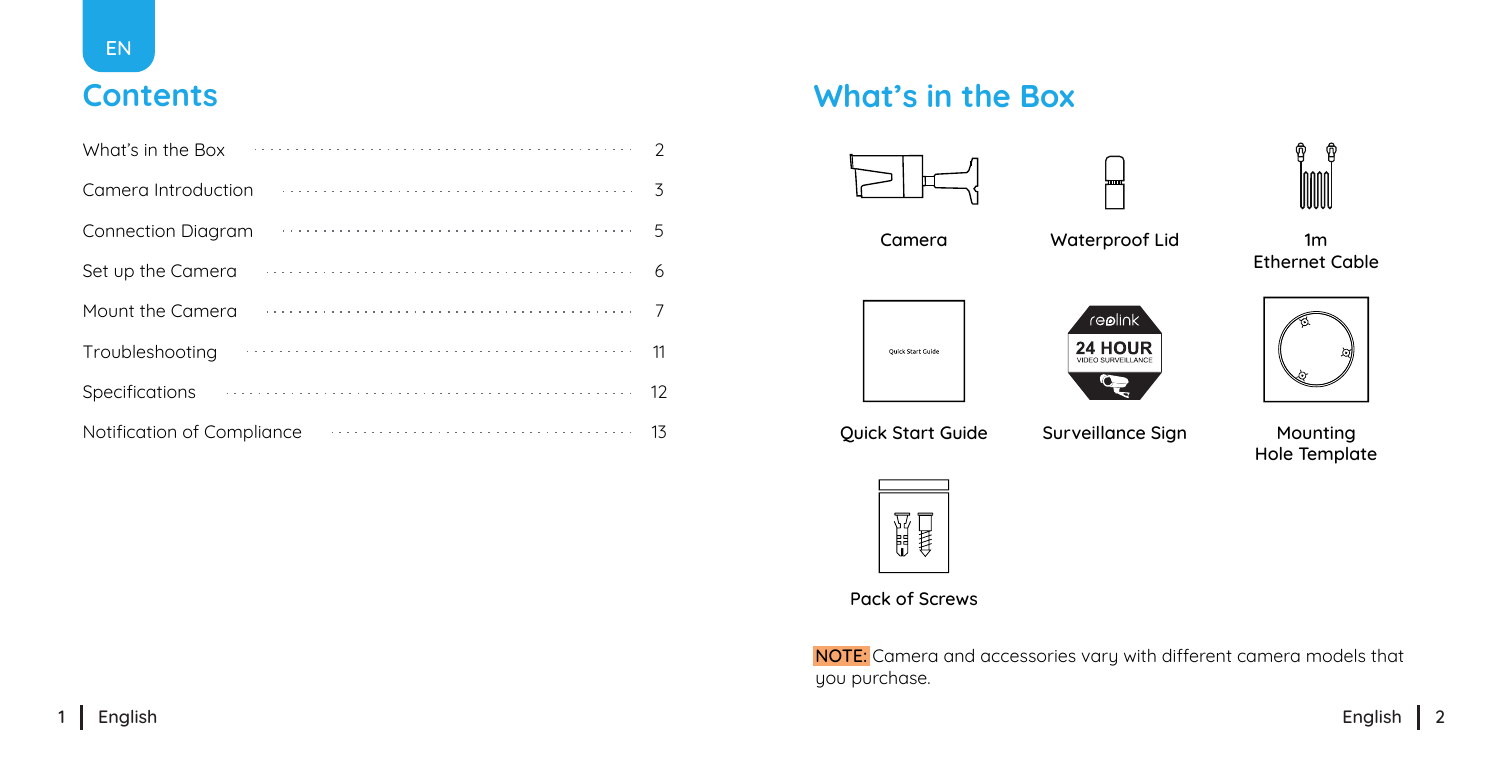EN

# Contents

| | |
|---|---|
| What's in the Box | 2 |
| Camera Introduction | 3 |
| Connection Diagram | 5 |
| Set up the Camera | 6 |
| Mount the Camera | 7 |
| Troubleshooting | 11 |
| Specifications | 12 |
| Notification of Compliance | 13 |

# What's in the Box

Camera

Waterproof Lid

1m Ethernet Cable

Quick Start Guide

Surveillance Sign

Mounting Hole Template

Pack of Screws

**NOTE:** Camera and accessories vary with different camera models that you purchase.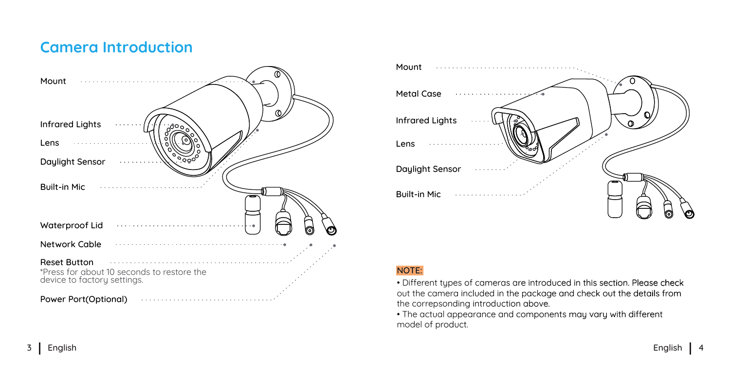## Camera Introduction

- Mount
- Infrared Lights
- Lens
- Daylight Sensor
- Built-in Mic
- Waterproof Lid
- Network Cable
- Reset Button
  *Press for about 10 seconds to restore the device to factory settings.
- Power Port(Optional)

- Mount
- Metal Case
- Infrared Lights
- Lens
- Daylight Sensor
- Built-in Mic

NOTE:

- Different types of cameras are introduced in this section. Please check out the camera included in the package and check out the details from the correpsonding introduction above.
- The actual appearance and components may vary with different model of product.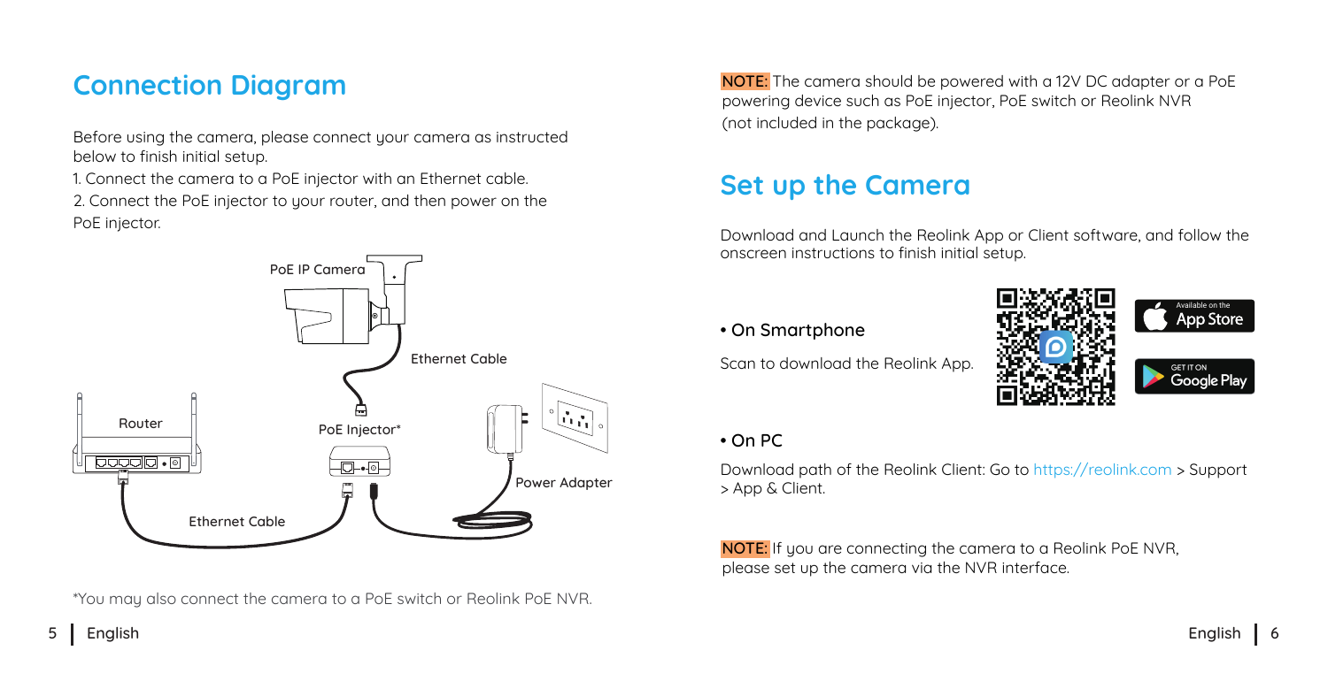## Connection Diagram

Before using the camera, please connect your camera as instructed below to finish initial setup.

1. Connect the camera to a PoE injector with an Ethernet cable.
2. Connect the PoE injector to your router, and then power on the PoE injector.

PoE IP Camera

Ethernet Cable

Router

PoE Injector*

Power Adapter

Ethernet Cable

*You may also connect the camera to a PoE switch or Reolink PoE NVR.

**NOTE:** The camera should be powered with a 12V DC adapter or a PoE powering device such as PoE injector, PoE switch or Reolink NVR (not included in the package).

## Set up the Camera

Download and Launch the Reolink App or Client software, and follow the onscreen instructions to finish initial setup.

- **On Smartphone**

Scan to download the Reolink App.

Available on the App Store

GET IT ON Google Play

- **On PC**

Download path of the Reolink Client: Go to https://reolink.com > Support > App & Client.

**NOTE:** If you are connecting the camera to a Reolink PoE NVR, please set up the camera via the NVR interface.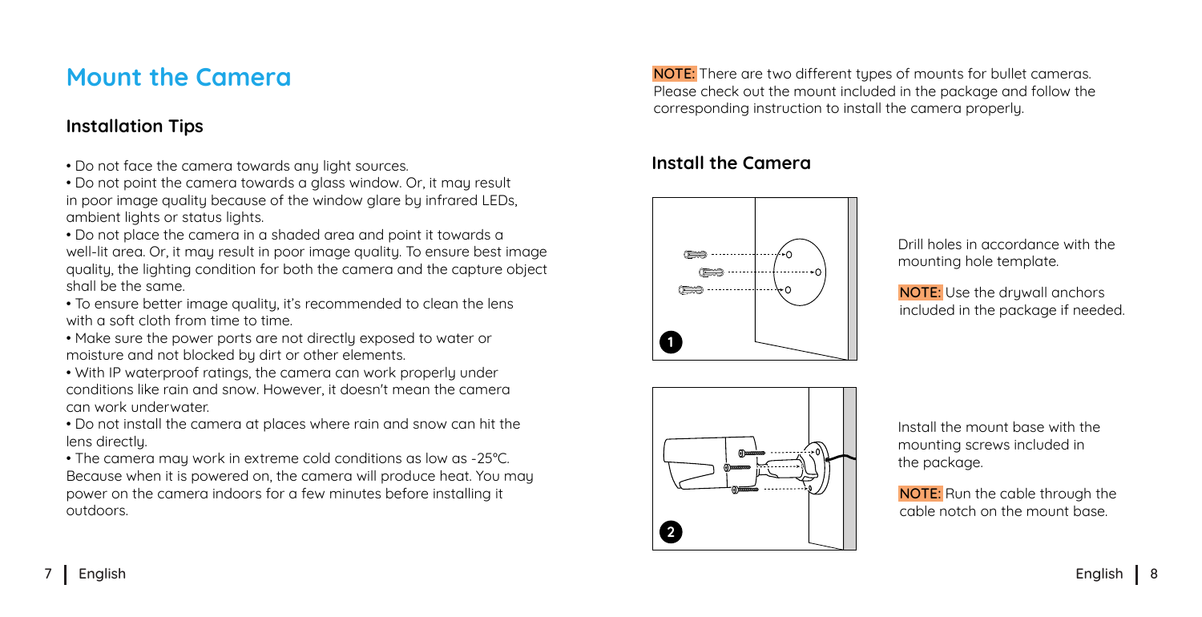# Mount the Camera

## Installation Tips

- Do not face the camera towards any light sources.
- Do not point the camera towards a glass window. Or, it may result in poor image quality because of the window glare by infrared LEDs, ambient lights or status lights.
- Do not place the camera in a shaded area and point it towards a well-lit area. Or, it may result in poor image quality. To ensure best image quality, the lighting condition for both the camera and the capture object shall be the same.
- To ensure better image quality, it's recommended to clean the lens with a soft cloth from time to time.
- Make sure the power ports are not directly exposed to water or moisture and not blocked by dirt or other elements.
- With IP waterproof ratings, the camera can work properly under conditions like rain and snow. However, it doesn't mean the camera can work underwater.
- Do not install the camera at places where rain and snow can hit the lens directly.
- The camera may work in extreme cold conditions as low as -25°C. Because when it is powered on, the camera will produce heat. You may power on the camera indoors for a few minutes before installing it outdoors.

**NOTE:** There are two different types of mounts for bullet cameras. Please check out the mount included in the package and follow the corresponding instruction to install the camera properly.

## Install the Camera

1. Drill holes in accordance with the mounting hole template.

   **NOTE:** Use the drywall anchors included in the package if needed.

2. Install the mount base with the mounting screws included in the package.

   **NOTE:** Run the cable through the cable notch on the mount base.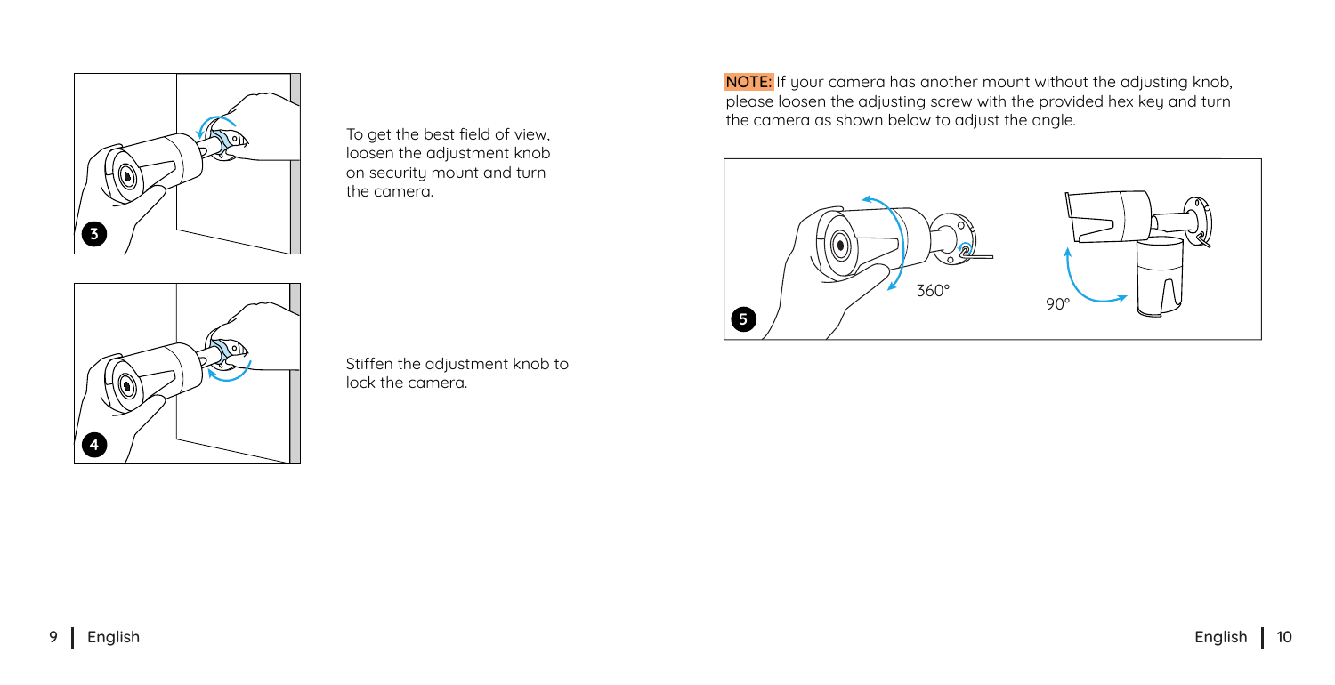To get the best field of view, loosen the adjustment knob on security mount and turn the camera.

Stiffen the adjustment knob to lock the camera.

**NOTE:** If your camera has another mount without the adjusting knob, please loosen the adjusting screw with the provided hex key and turn the camera as shown below to adjust the angle.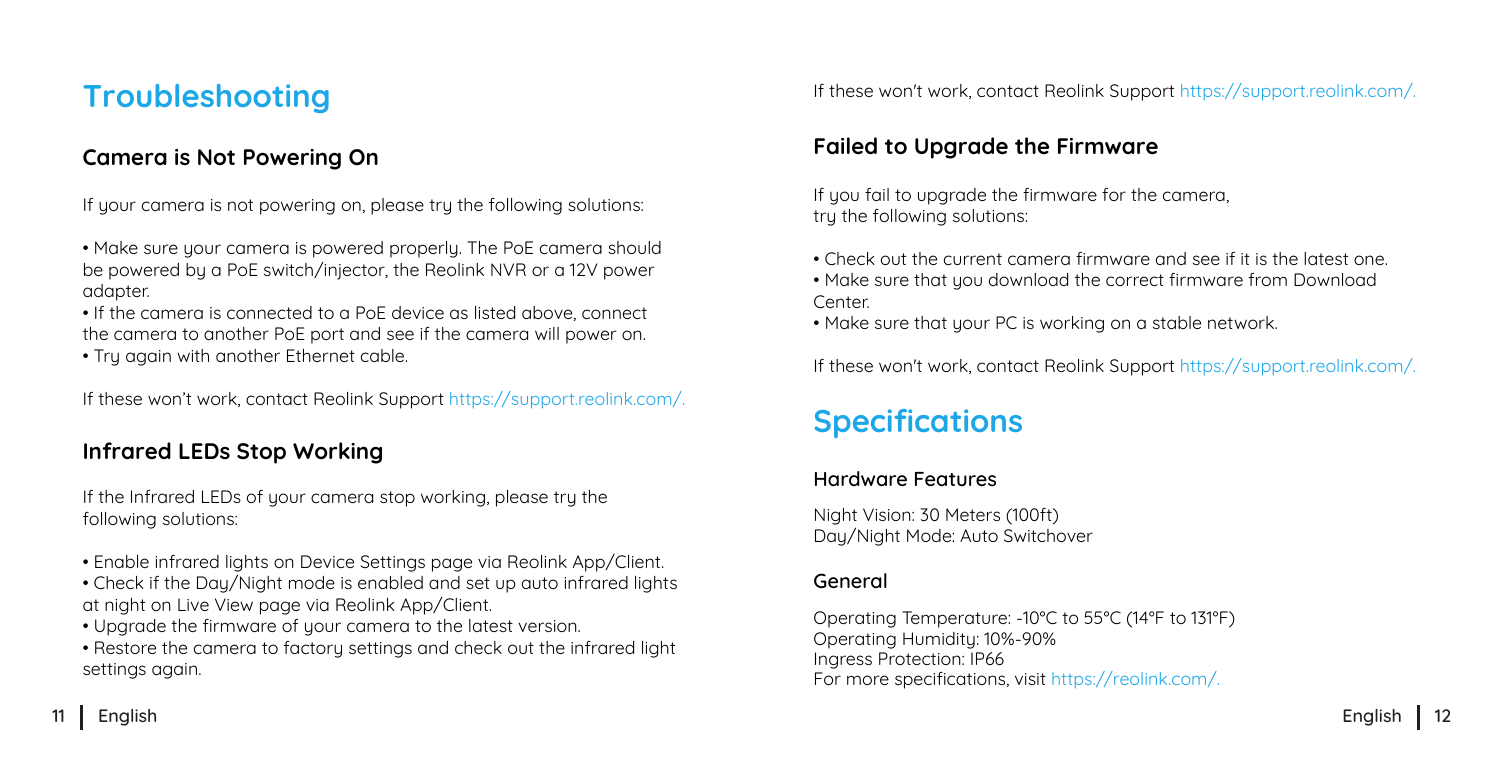# Troubleshooting

## Camera is Not Powering On

If your camera is not powering on, please try the following solutions:

• Make sure your camera is powered properly. The PoE camera should be powered by a PoE switch/injector, the Reolink NVR or a 12V power adapter.
• If the camera is connected to a PoE device as listed above, connect the camera to another PoE port and see if the camera will power on.
• Try again with another Ethernet cable.

If these won't work, contact Reolink Support https://support.reolink.com/.

## Infrared LEDs Stop Working

If the Infrared LEDs of your camera stop working, please try the following solutions:

• Enable infrared lights on Device Settings page via Reolink App/Client.
• Check if the Day/Night mode is enabled and set up auto infrared lights at night on Live View page via Reolink App/Client.
• Upgrade the firmware of your camera to the latest version.
• Restore the camera to factory settings and check out the infrared light settings again.

If these won't work, contact Reolink Support https://support.reolink.com/.

## Failed to Upgrade the Firmware

If you fail to upgrade the firmware for the camera, try the following solutions:

• Check out the current camera firmware and see if it is the latest one.
• Make sure that you download the correct firmware from Download Center.
• Make sure that your PC is working on a stable network.

If these won't work, contact Reolink Support https://support.reolink.com/.

# Specifications

### Hardware Features

Night Vision: 30 Meters (100ft)
Day/Night Mode: Auto Switchover

### General

Operating Temperature: -10°C to 55°C (14°F to 131°F)
Operating Humidity: 10%-90%
Ingress Protection: IP66
For more specifications, visit https://reolink.com/.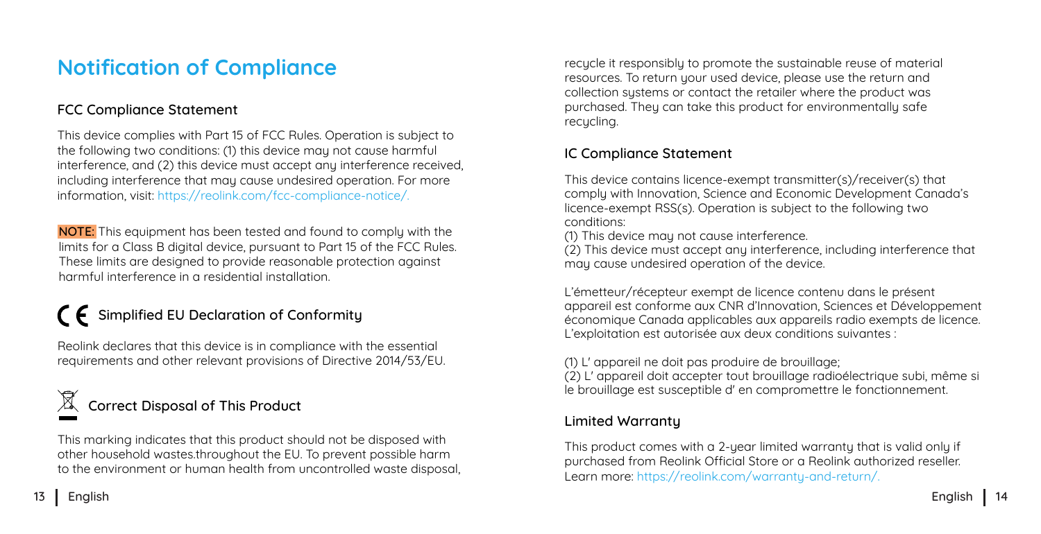# Notification of Compliance

## FCC Compliance Statement

This device complies with Part 15 of FCC Rules. Operation is subject to the following two conditions: (1) this device may not cause harmful interference, and (2) this device must accept any interference received, including interference that may cause undesired operation. For more information, visit: https://reolink.com/fcc-compliance-notice/.

**NOTE:** This equipment has been tested and found to comply with the limits for a Class B digital device, pursuant to Part 15 of the FCC Rules. These limits are designed to provide reasonable protection against harmful interference in a residential installation.

## CE Simplified EU Declaration of Conformity

Reolink declares that this device is in compliance with the essential requirements and other relevant provisions of Directive 2014/53/EU.

## Correct Disposal of This Product

This marking indicates that this product should not be disposed with other household wastes.throughout the EU. To prevent possible harm to the environment or human health from uncontrolled waste disposal, recycle it responsibly to promote the sustainable reuse of material resources. To return your used device, please use the return and collection systems or contact the retailer where the product was purchased. They can take this product for environmentally safe recycling.

## IC Compliance Statement

This device contains licence-exempt transmitter(s)/receiver(s) that comply with Innovation, Science and Economic Development Canada's licence-exempt RSS(s). Operation is subject to the following two conditions:

(1) This device may not cause interference.

(2) This device must accept any interference, including interference that may cause undesired operation of the device.

L'émetteur/récepteur exempt de licence contenu dans le présent appareil est conforme aux CNR d'Innovation, Sciences et Développement économique Canada applicables aux appareils radio exempts de licence. L'exploitation est autorisée aux deux conditions suivantes :

(1) L' appareil ne doit pas produire de brouillage;

(2) L' appareil doit accepter tout brouillage radioélectrique subi, même si le brouillage est susceptible d' en compromettre le fonctionnement.

## Limited Warranty

This product comes with a 2-year limited warranty that is valid only if purchased from Reolink Official Store or a Reolink authorized reseller. Learn more: https://reolink.com/warranty-and-return/.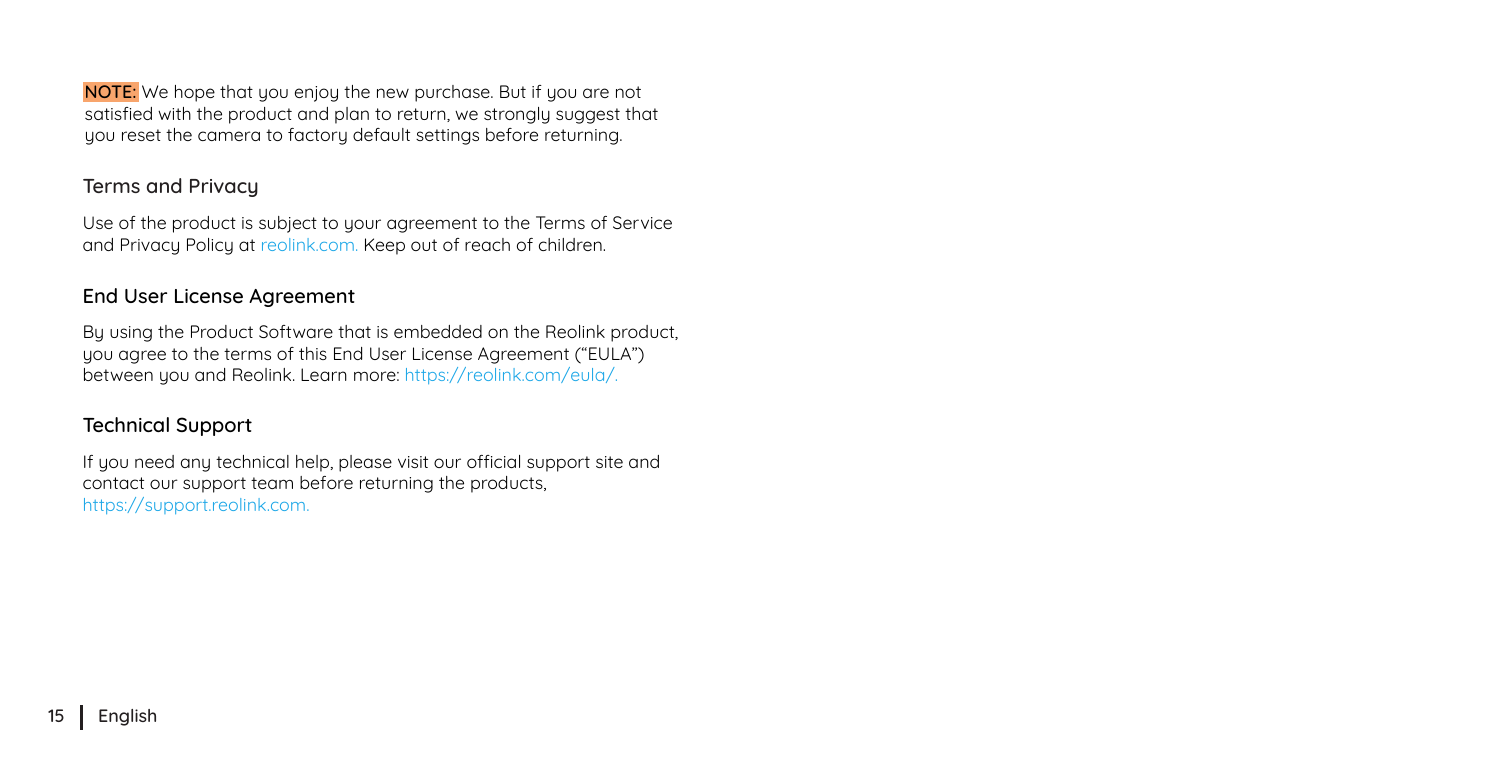**NOTE:** We hope that you enjoy the new purchase. But if you are not satisfied with the product and plan to return, we strongly suggest that you reset the camera to factory default settings before returning.

## Terms and Privacy

Use of the product is subject to your agreement to the Terms of Service and Privacy Policy at reolink.com. Keep out of reach of children.

## End User License Agreement

By using the Product Software that is embedded on the Reolink product, you agree to the terms of this End User License Agreement ("EULA") between you and Reolink. Learn more: https://reolink.com/eula/.

## Technical Support

If you need any technical help, please visit our official support site and contact our support team before returning the products, https://support.reolink.com.